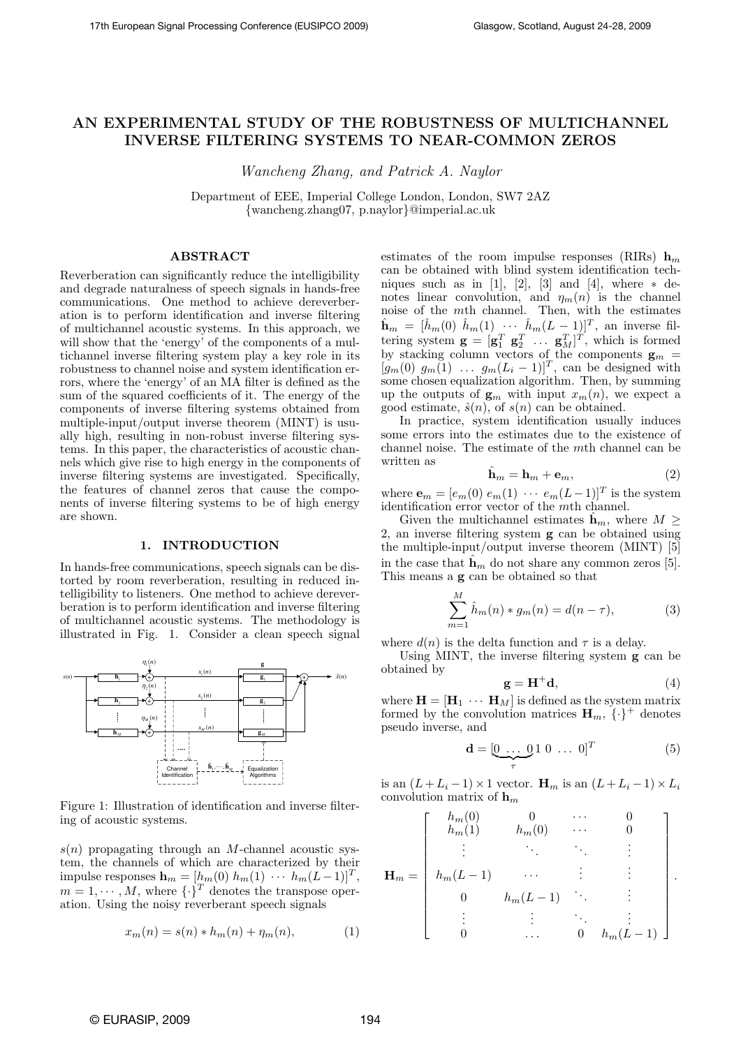# AN EXPERIMENTAL STUDY OF THE ROBUSTNESS OF MULTICHANNEL INVERSE FILTERING SYSTEMS TO NEAR-COMMON ZEROS

*Wancheng Zhang, and Patrick A. Naylor*

Department of EEE, Imperial College London, London, SW7 2AZ
{wancheng.zhang07, p.naylor}@imperial.ac.uk

## ABSTRACT

Reverberation can significantly reduce the intelligibility and degrade naturalness of speech signals in hands-free communications. One method to achieve dereverberation is to perform identification and inverse filtering of multichannel acoustic systems. In this approach, we will show that the 'energy' of the components of a multichannel inverse filtering system play a key role in its robustness to channel noise and system identification errors, where the 'energy' of an MA filter is defined as the sum of the squared coefficients of it. The energy of the components of inverse filtering systems obtained from multiple-input/output inverse theorem (MINT) is usually high, resulting in non-robust inverse filtering systems. In this paper, the characteristics of acoustic channels which give rise to high energy in the components of inverse filtering systems are investigated. Specifically, the features of channel zeros that cause the components of inverse filtering systems to be of high energy are shown.

## 1. INTRODUCTION

In hands-free communications, speech signals can be distorted by room reverberation, resulting in reduced intelligibility to listeners. One method to achieve dereverberation is to perform identification and inverse filtering of multichannel acoustic systems. The methodology is illustrated in Fig. 1. Consider a clean speech signal

Figure 1: Illustration of identification and inverse filtering of acoustic systems.

$s(n)$ propagating through an $M$-channel acoustic system, the channels of which are characterized by their impulse responses $\mathbf{h}_m = [h_m(0)\ h_m(1)\ \cdots\ h_m(L-1)]^T$, $m = 1, \cdots, M$, where $\{\cdot\}^T$ denotes the transpose operation. Using the noisy reverberant speech signals

$$x_m(n) = s(n) * h_m(n) + \eta_m(n), \tag{1}$$

estimates of the room impulse responses (RIRs) $\mathbf{h}_m$ can be obtained with blind system identification techniques such as in [1], [2], [3] and [4], where $*$ denotes linear convolution, and $\eta_m(n)$ is the channel noise of the $m$th channel. Then, with the estimates $\hat{\mathbf{h}}_m = [\hat{h}_m(0)\ \hat{h}_m(1)\ \cdots\ \hat{h}_m(L-1)]^T$, an inverse filtering system $\mathbf{g} = [\mathbf{g}_1^T\ \mathbf{g}_2^T\ \ldots\ \mathbf{g}_M^T]^T$, which is formed by stacking column vectors of the components $\mathbf{g}_m = [g_m(0)\ g_m(1)\ \ldots\ g_m(L_i-1)]^T$, can be designed with some chosen equalization algorithm. Then, by summing up the outputs of $\mathbf{g}_m$ with input $x_m(n)$, we expect a good estimate, $\hat{s}(n)$, of $s(n)$ can be obtained.

In practice, system identification usually induces some errors into the estimates due to the existence of channel noise. The estimate of the $m$th channel can be written as

$$\hat{\mathbf{h}}_m = \mathbf{h}_m + \mathbf{e}_m, \tag{2}$$

where $\mathbf{e}_m = [e_m(0)\ e_m(1)\ \cdots\ e_m(L-1)]^T$ is the system identification error vector of the $m$th channel.

Given the multichannel estimates $\hat{\mathbf{h}}_m$, where $M \geq 2$, an inverse filtering system $\mathbf{g}$ can be obtained using the multiple-input/output inverse theorem (MINT) [5] in the case that $\hat{\mathbf{h}}_m$ do not share any common zeros [5]. This means a $\mathbf{g}$ can be obtained so that

$$\sum_{m=1}^{M} \hat{h}_m(n) * g_m(n) = d(n-\tau), \tag{3}$$

where $d(n)$ is the delta function and $\tau$ is a delay.

Using MINT, the inverse filtering system $\mathbf{g}$ can be obtained by

$$\mathbf{g} = \mathbf{H}^{+}\mathbf{d}, \tag{4}$$

where $\mathbf{H} = [\mathbf{H}_1\ \cdots\ \mathbf{H}_M]$ is defined as the system matrix formed by the convolution matrices $\mathbf{H}_m$, $\{\cdot\}^+$ denotes pseudo inverse, and

$$\mathbf{d} = [\underbrace{0\ \ldots\ 0}_{\tau}\ 1\ 0\ \ldots\ 0]^T \tag{5}$$

is an $(L+L_i-1)\times 1$ vector. $\mathbf{H}_m$ is an $(L+L_i-1)\times L_i$ convolution matrix of $\mathbf{h}_m$

$$\mathbf{H}_m = \begin{bmatrix} h_m(0) & 0 & \cdots & 0 \\ h_m(1) & h_m(0) & \cdots & 0 \\ \vdots & \ddots & \ddots & \vdots \\ h_m(L-1) & \cdots & \vdots & \vdots \\ 0 & h_m(L-1) & \ddots & \vdots \\ \vdots & \vdots & \ddots & \vdots \\ 0 & \ldots & 0 & h_m(L-1) \end{bmatrix}.$$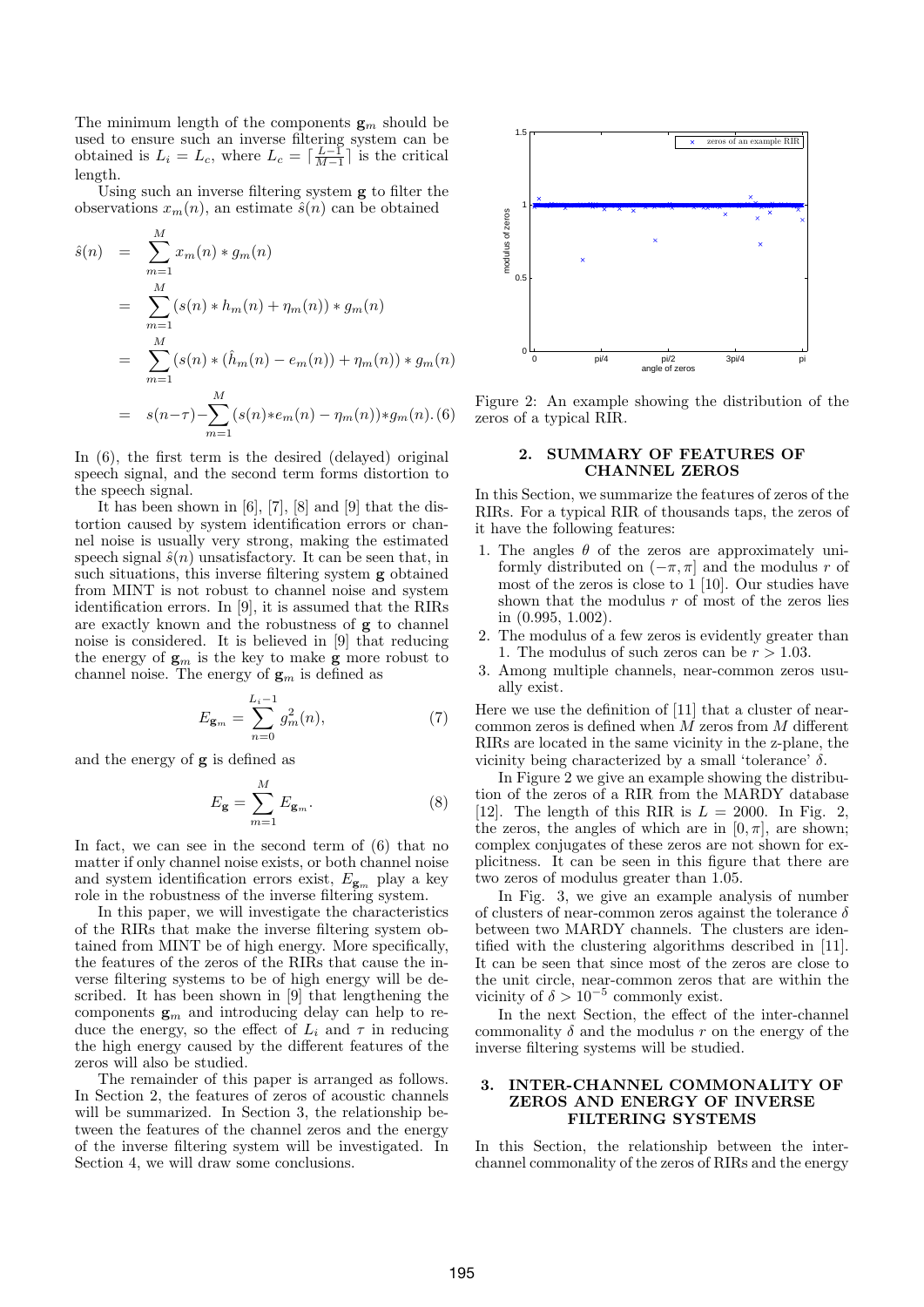The minimum length of the components $\mathbf{g}_m$ should be used to ensure such an inverse filtering system can be obtained is $L_i = L_c$, where $L_c = \lceil \frac{L-1}{M-1} \rceil$ is the critical length.

Using such an inverse filtering system $\mathbf{g}$ to filter the observations $x_m(n)$, an estimate $\hat{s}(n)$ can be obtained

$$
\begin{aligned}
\hat{s}(n) &= \sum_{m=1}^{M} x_m(n) * g_m(n) \\
&= \sum_{m=1}^{M} (s(n) * h_m(n) + \eta_m(n)) * g_m(n) \\
&= \sum_{m=1}^{M} (s(n) * (\hat{h}_m(n) - e_m(n)) + \eta_m(n)) * g_m(n) \\
&= s(n-\tau) - \sum_{m=1}^{M} (s(n) * e_m(n) - \eta_m(n)) * g_m(n). \quad (6)
\end{aligned}
$$

In (6), the first term is the desired (delayed) original speech signal, and the second term forms distortion to the speech signal.

It has been shown in [6], [7], [8] and [9] that the distortion caused by system identification errors or channel noise is usually very strong, making the estimated speech signal $\hat{s}(n)$ unsatisfactory. It can be seen that, in such situations, this inverse filtering system $\mathbf{g}$ obtained from MINT is not robust to channel noise and system identification errors. In [9], it is assumed that the RIRs are exactly known and the robustness of $\mathbf{g}$ to channel noise is considered. It is believed in [9] that reducing the energy of $\mathbf{g}_m$ is the key to make $\mathbf{g}$ more robust to channel noise. The energy of $\mathbf{g}_m$ is defined as

$$
E_{\mathbf{g}_m} = \sum_{n=0}^{L_i-1} g_m^2(n), \quad (7)
$$

and the energy of $\mathbf{g}$ is defined as

$$
E_{\mathbf{g}} = \sum_{m=1}^{M} E_{\mathbf{g}_m}. \quad (8)
$$

In fact, we can see in the second term of (6) that no matter if only channel noise exists, or both channel noise and system identification errors exist, $E_{\mathbf{g}_m}$ play a key role in the robustness of the inverse filtering system.

In this paper, we will investigate the characteristics of the RIRs that make the inverse filtering system obtained from MINT be of high energy. More specifically, the features of the zeros of the RIRs that cause the inverse filtering systems to be of high energy will be described. It has been shown in [9] that lengthening the components $\mathbf{g}_m$ and introducing delay can help to reduce the energy, so the effect of $L_i$ and $\tau$ in reducing the high energy caused by the different features of the zeros will also be studied.

The remainder of this paper is arranged as follows. In Section 2, the features of zeros of acoustic channels will be summarized. In Section 3, the relationship between the features of the channel zeros and the energy of the inverse filtering system will be investigated. In Section 4, we will draw some conclusions.

Figure 2: An example showing the distribution of the zeros of a typical RIR.

## 2. SUMMARY OF FEATURES OF CHANNEL ZEROS

In this Section, we summarize the features of zeros of the RIRs. For a typical RIR of thousands taps, the zeros of it have the following features:

1. The angles $\theta$ of the zeros are approximately uniformly distributed on $(-\pi, \pi]$ and the modulus $r$ of most of the zeros is close to 1 [10]. Our studies have shown that the modulus $r$ of most of the zeros lies in (0.995, 1.002).
2. The modulus of a few zeros is evidently greater than 1. The modulus of such zeros can be $r > 1.03$.
3. Among multiple channels, near-common zeros usually exist.

Here we use the definition of [11] that a cluster of near-common zeros is defined when $M$ zeros from $M$ different RIRs are located in the same vicinity in the z-plane, the vicinity being characterized by a small 'tolerance' $\delta$.

In Figure 2 we give an example showing the distribution of the zeros of a RIR from the MARDY database [12]. The length of this RIR is $L = 2000$. In Fig. 2, the zeros, the angles of which are in $[0, \pi]$, are shown; complex conjugates of these zeros are not shown for explicitness. It can be seen in this figure that there are two zeros of modulus greater than 1.05.

In Fig. 3, we give an example analysis of number of clusters of near-common zeros against the tolerance $\delta$ between two MARDY channels. The clusters are identified with the clustering algorithms described in [11]. It can be seen that since most of the zeros are close to the unit circle, near-common zeros that are within the vicinity of $\delta > 10^{-5}$ commonly exist.

In the next Section, the effect of the inter-channel commonality $\delta$ and the modulus $r$ on the energy of the inverse filtering systems will be studied.

## 3. INTER-CHANNEL COMMONALITY OF ZEROS AND ENERGY OF INVERSE FILTERING SYSTEMS

In this Section, the relationship between the inter-channel commonality of the zeros of RIRs and the energy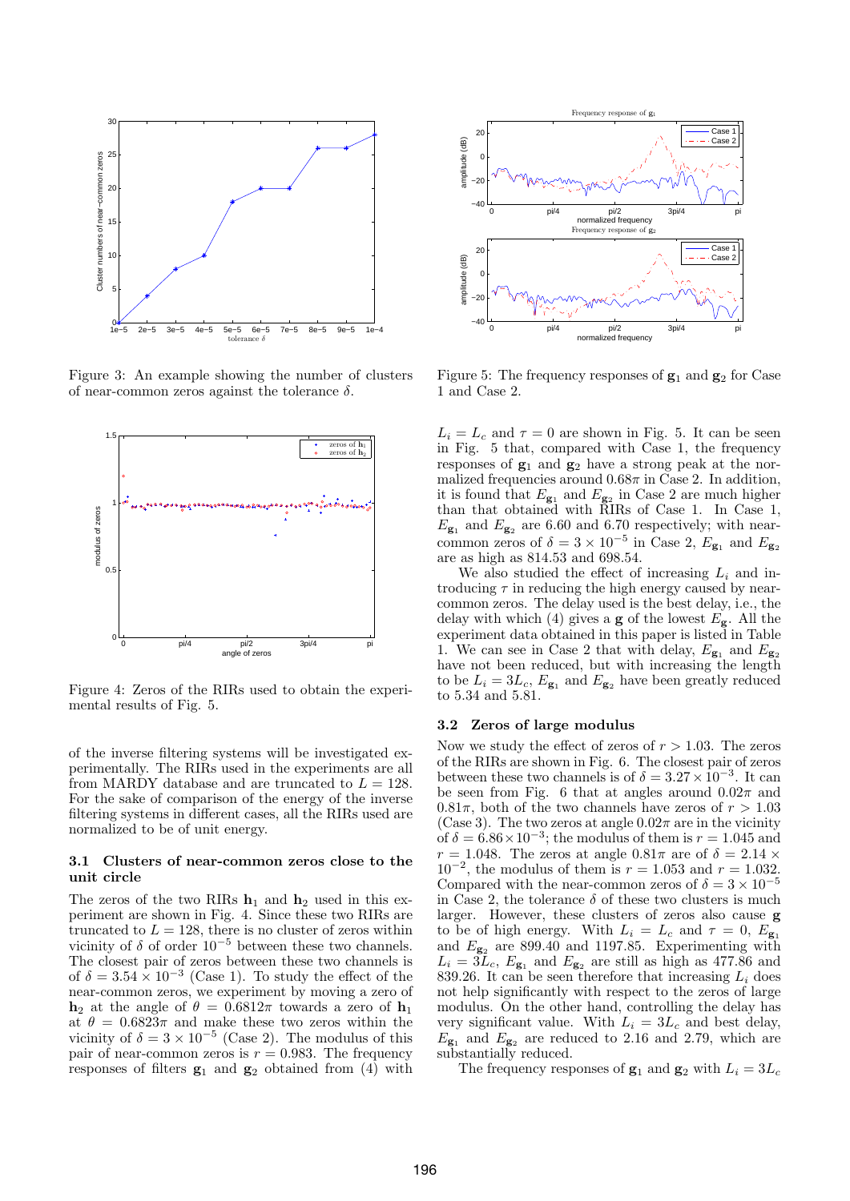Figure 3: An example showing the number of clusters of near-common zeros against the tolerance $\delta$.

Figure 4: Zeros of the RIRs used to obtain the experimental results of Fig. 5.

of the inverse filtering systems will be investigated experimentally. The RIRs used in the experiments are all from MARDY database and are truncated to $L = 128$. For the sake of comparison of the energy of the inverse filtering systems in different cases, all the RIRs used are normalized to be of unit energy.

### 3.1 Clusters of near-common zeros close to the unit circle

The zeros of the two RIRs $\mathbf{h}_1$ and $\mathbf{h}_2$ used in this experiment are shown in Fig. 4. Since these two RIRs are truncated to $L = 128$, there is no cluster of zeros within vicinity of $\delta$ of order $10^{-5}$ between these two channels. The closest pair of zeros between these two channels is of $\delta = 3.54 \times 10^{-3}$ (Case 1). To study the effect of the near-common zeros, we experiment by moving a zero of $\mathbf{h}_2$ at the angle of $\theta = 0.6812\pi$ towards a zero of $\mathbf{h}_1$ at $\theta = 0.6823\pi$ and make these two zeros within the vicinity of $\delta = 3 \times 10^{-5}$ (Case 2). The modulus of this pair of near-common zeros is $r = 0.983$. The frequency responses of filters $\mathbf{g}_1$ and $\mathbf{g}_2$ obtained from (4) with $L_i = L_c$ and $\tau = 0$ are shown in Fig. 5. It can be seen in Fig. 5 that, compared with Case 1, the frequency responses of $\mathbf{g}_1$ and $\mathbf{g}_2$ have a strong peak at the normalized frequencies around $0.68\pi$ in Case 2. In addition, it is found that $E_{\mathbf{g}_1}$ and $E_{\mathbf{g}_2}$ in Case 2 are much higher than that obtained with RIRs of Case 1. In Case 1, $E_{\mathbf{g}_1}$ and $E_{\mathbf{g}_2}$ are 6.60 and 6.70 respectively; with near-common zeros of $\delta = 3 \times 10^{-5}$ in Case 2, $E_{\mathbf{g}_1}$ and $E_{\mathbf{g}_2}$ are as high as 814.53 and 698.54.

Figure 5: The frequency responses of $\mathbf{g}_1$ and $\mathbf{g}_2$ for Case 1 and Case 2.

We also studied the effect of increasing $L_i$ and introducing $\tau$ in reducing the high energy caused by near-common zeros. The delay used is the best delay, i.e., the delay with which (4) gives a $\mathbf{g}$ of the lowest $E_{\mathbf{g}}$. All the experiment data obtained in this paper is listed in Table 1. We can see in Case 2 that with delay, $E_{\mathbf{g}_1}$ and $E_{\mathbf{g}_2}$ have not been reduced, but with increasing the length to be $L_i = 3L_c$, $E_{\mathbf{g}_1}$ and $E_{\mathbf{g}_2}$ have been greatly reduced to 5.34 and 5.81.

### 3.2 Zeros of large modulus

Now we study the effect of zeros of $r > 1.03$. The zeros of the RIRs are shown in Fig. 6. The closest pair of zeros between these two channels is of $\delta = 3.27 \times 10^{-3}$. It can be seen from Fig. 6 that at angles around $0.02\pi$ and $0.81\pi$, both of the two channels have zeros of $r > 1.03$ (Case 3). The two zeros at angle $0.02\pi$ are in the vicinity of $\delta = 6.86 \times 10^{-3}$; the modulus of them is $r = 1.045$ and $r = 1.048$. The zeros at angle $0.81\pi$ are of $\delta = 2.14 \times 10^{-2}$, the modulus of them is $r = 1.053$ and $r = 1.032$. Compared with the near-common zeros of $\delta = 3 \times 10^{-5}$ in Case 2, the tolerance $\delta$ of these two clusters is much larger. However, these clusters of zeros also cause $\mathbf{g}$ to be of high energy. With $L_i = L_c$ and $\tau = 0$, $E_{\mathbf{g}_1}$ and $E_{\mathbf{g}_2}$ are 899.40 and 1197.85. Experimenting with $L_i = 3L_c$, $E_{\mathbf{g}_1}$ and $E_{\mathbf{g}_2}$ are still as high as 477.86 and 839.26. It can be seen therefore that increasing $L_i$ does not help significantly with respect to the zeros of large modulus. On the other hand, controlling the delay has very significant value. With $L_i = 3L_c$ and best delay, $E_{\mathbf{g}_1}$ and $E_{\mathbf{g}_2}$ are reduced to 2.16 and 2.79, which are substantially reduced.

The frequency responses of $\mathbf{g}_1$ and $\mathbf{g}_2$ with $L_i = 3L_c$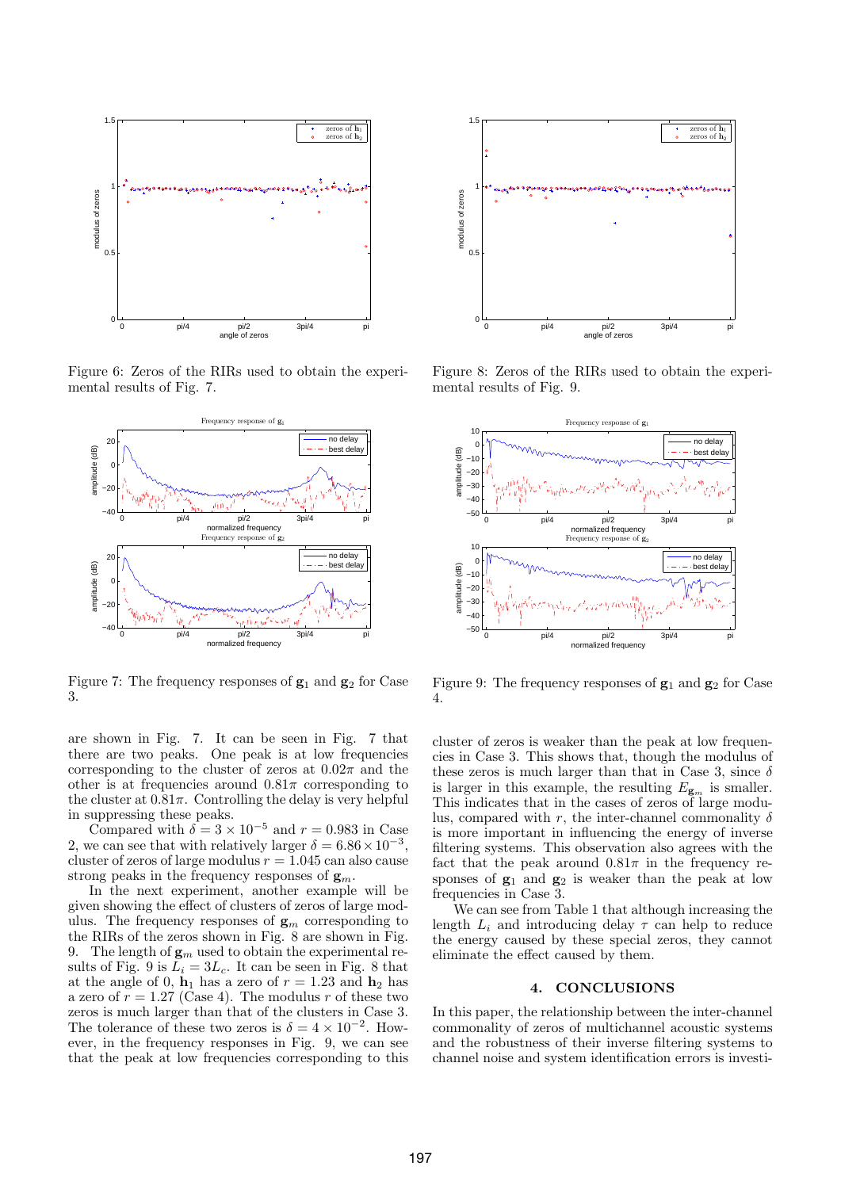Figure 6: Zeros of the RIRs used to obtain the experimental results of Fig. 7.

Figure 7: The frequency responses of $\mathbf{g}_1$ and $\mathbf{g}_2$ for Case 3.

are shown in Fig. 7. It can be seen in Fig. 7 that there are two peaks. One peak is at low frequencies corresponding to the cluster of zeros at $0.02\pi$ and the other is at frequencies around $0.81\pi$ corresponding to the cluster at $0.81\pi$. Controlling the delay is very helpful in suppressing these peaks.

Compared with $\delta = 3 \times 10^{-5}$ and $r = 0.983$ in Case 2, we can see that with relatively larger $\delta = 6.86 \times 10^{-3}$, cluster of zeros of large modulus $r = 1.045$ can also cause strong peaks in the frequency responses of $\mathbf{g}_m$.

In the next experiment, another example will be given showing the effect of clusters of zeros of large modulus. The frequency responses of $\mathbf{g}_m$ corresponding to the RIRs of the zeros shown in Fig. 8 are shown in Fig. 9. The length of $\mathbf{g}_m$ used to obtain the experimental results of Fig. 9 is $L_i = 3L_c$. It can be seen in Fig. 8 that at the angle of 0, $\mathbf{h}_1$ has a zero of $r = 1.23$ and $\mathbf{h}_2$ has a zero of $r = 1.27$ (Case 4). The modulus $r$ of these two zeros is much larger than that of the clusters in Case 3. The tolerance of these two zeros is $\delta = 4 \times 10^{-2}$. However, in the frequency responses in Fig. 9, we can see that the peak at low frequencies corresponding to this

Figure 8: Zeros of the RIRs used to obtain the experimental results of Fig. 9.

Figure 9: The frequency responses of $\mathbf{g}_1$ and $\mathbf{g}_2$ for Case 4.

cluster of zeros is weaker than the peak at low frequencies in Case 3. This shows that, though the modulus of these zeros is much larger than that in Case 3, since $\delta$ is larger in this example, the resulting $E_{\mathbf{g}_m}$ is smaller. This indicates that in the cases of zeros of large modulus, compared with $r$, the inter-channel commonality $\delta$ is more important in influencing the energy of inverse filtering systems. This observation also agrees with the fact that the peak around $0.81\pi$ in the frequency responses of $\mathbf{g}_1$ and $\mathbf{g}_2$ is weaker than the peak at low frequencies in Case 3.

We can see from Table 1 that although increasing the length $L_i$ and introducing delay $\tau$ can help to reduce the energy caused by these special zeros, they cannot eliminate the effect caused by them.

## 4. CONCLUSIONS

In this paper, the relationship between the inter-channel commonality of zeros of multichannel acoustic systems and the robustness of their inverse filtering systems to channel noise and system identification errors is investi-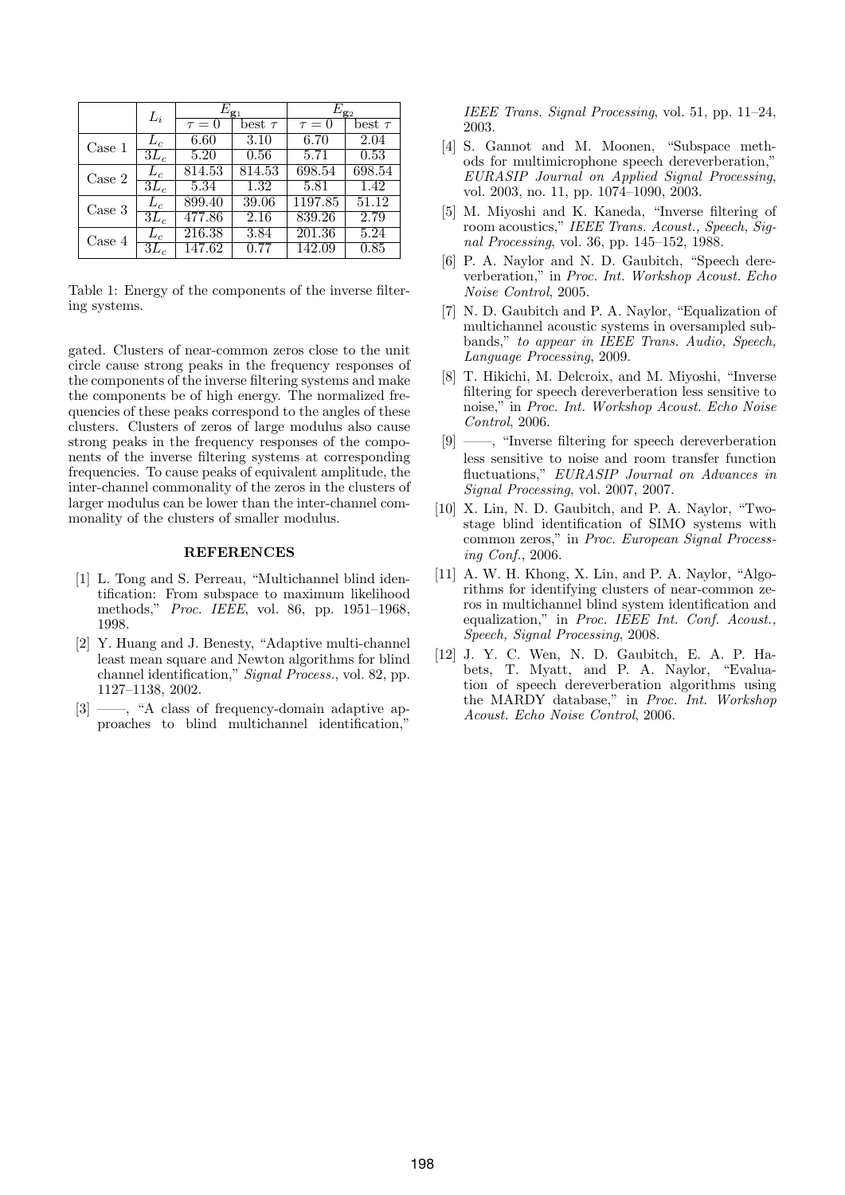| | $L_i$ | $E_{\mathbf{g}_1}$ | | $E_{\mathbf{g}_2}$ | |
|---|---|---|---|---|---|
| | | $\tau = 0$ | best $\tau$ | $\tau = 0$ | best $\tau$ |
| Case 1 | $L_c$ | 6.60 | 3.10 | 6.70 | 2.04 |
| | $3L_c$ | 5.20 | 0.56 | 5.71 | 0.53 |
| Case 2 | $L_c$ | 814.53 | 814.53 | 698.54 | 698.54 |
| | $3L_c$ | 5.34 | 1.32 | 5.81 | 1.42 |
| Case 3 | $L_c$ | 899.40 | 39.06 | 1197.85 | 51.12 |
| | $3L_c$ | 477.86 | 2.16 | 839.26 | 2.79 |
| Case 4 | $L_c$ | 216.38 | 3.84 | 201.36 | 5.24 |
| | $3L_c$ | 147.62 | 0.77 | 142.09 | 0.85 |

Table 1: Energy of the components of the inverse filtering systems.

gated. Clusters of near-common zeros close to the unit circle cause strong peaks in the frequency responses of the components of the inverse filtering systems and make the components be of high energy. The normalized frequencies of these peaks correspond to the angles of these clusters. Clusters of zeros of large modulus also cause strong peaks in the frequency responses of the components of the inverse filtering systems at corresponding frequencies. To cause peaks of equivalent amplitude, the inter-channel commonality of the zeros in the clusters of larger modulus can be lower than the inter-channel commonality of the clusters of smaller modulus.

## REFERENCES

[1] L. Tong and S. Perreau, "Multichannel blind identification: From subspace to maximum likelihood methods," *Proc. IEEE*, vol. 86, pp. 1951–1968, 1998.

[2] Y. Huang and J. Benesty, "Adaptive multi-channel least mean square and Newton algorithms for blind channel identification," *Signal Process.*, vol. 82, pp. 1127–1138, 2002.

[3] ——, "A class of frequency-domain adaptive approaches to blind multichannel identification," *IEEE Trans. Signal Processing*, vol. 51, pp. 11–24, 2003.

[4] S. Gannot and M. Moonen, "Subspace methods for multimicrophone speech dereverberation," *EURASIP Journal on Applied Signal Processing*, vol. 2003, no. 11, pp. 1074–1090, 2003.

[5] M. Miyoshi and K. Kaneda, "Inverse filtering of room acoustics," *IEEE Trans. Acoust., Speech, Signal Processing*, vol. 36, pp. 145–152, 1988.

[6] P. A. Naylor and N. D. Gaubitch, "Speech dereverberation," in *Proc. Int. Workshop Acoust. Echo Noise Control*, 2005.

[7] N. D. Gaubitch and P. A. Naylor, "Equalization of multichannel acoustic systems in oversampled subbands," *to appear in IEEE Trans. Audio, Speech, Language Processing*, 2009.

[8] T. Hikichi, M. Delcroix, and M. Miyoshi, "Inverse filtering for speech dereverberation less sensitive to noise," in *Proc. Int. Workshop Acoust. Echo Noise Control*, 2006.

[9] ——, "Inverse filtering for speech dereverberation less sensitive to noise and room transfer function fluctuations," *EURASIP Journal on Advances in Signal Processing*, vol. 2007, 2007.

[10] X. Lin, N. D. Gaubitch, and P. A. Naylor, "Two-stage blind identification of SIMO systems with common zeros," in *Proc. European Signal Processing Conf.*, 2006.

[11] A. W. H. Khong, X. Lin, and P. A. Naylor, "Algorithms for identifying clusters of near-common zeros in multichannel blind system identification and equalization," in *Proc. IEEE Int. Conf. Acoust., Speech, Signal Processing*, 2008.

[12] J. Y. C. Wen, N. D. Gaubitch, E. A. P. Habets, T. Myatt, and P. A. Naylor, "Evaluation of speech dereverberation algorithms using the MARDY database," in *Proc. Int. Workshop Acoust. Echo Noise Control*, 2006.